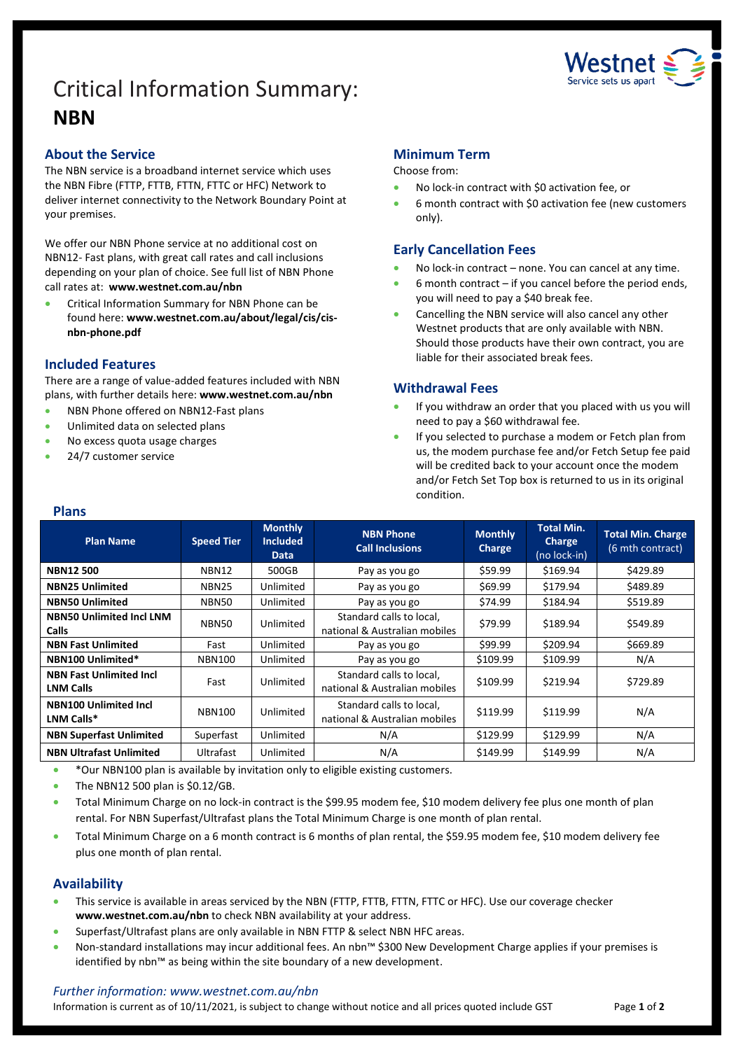# Critical Information Summary: **NBN**

## About the Service

The NBN service is a broadband internet service which uses the NBN Fibre (FTTP, FTTB, FTTN, FTTC or HFC) Network to deliver internet connectivity to the Network Boundary Point at your premises.

We offer our NBN Phone service at no additional cost on NBN12- Fast plans, with great call rates and call inclusions depending on your plan of choice. See full list of NBN Phone call rates at: **www.westnet.com.au/nbn**

- Critical Information Summary for NBN Phone can be found here: **www.westnet.com.au/about/legal/cis/cis-nbn-phone.pdf**

## Included Features

There are a range of value-added features included with NBN plans, with further details here: **www.westnet.com.au/nbn**

- NBN Phone offered on NBN12-Fast plans
- Unlimited data on selected plans
- No excess quota usage charges
- 24/7 customer service

## Minimum Term

Choose from:

- No lock-in contract with $0 activation fee, or
- 6 month contract with $0 activation fee (new customers only).

## Early Cancellation Fees

- No lock-in contract – none. You can cancel at any time.
- 6 month contract – if you cancel before the period ends, you will need to pay a $40 break fee.
- Cancelling the NBN service will also cancel any other Westnet products that are only available with NBN. Should those products have their own contract, you are liable for their associated break fees.

## Withdrawal Fees

- If you withdraw an order that you placed with us you will need to pay a $60 withdrawal fee.
- If you selected to purchase a modem or Fetch plan from us, the modem purchase fee and/or Fetch Setup fee paid will be credited back to your account once the modem and/or Fetch Set Top box is returned to us in its original condition.

## Plans

| Plan Name | Speed Tier | Monthly Included Data | NBN Phone Call Inclusions | Monthly Charge | Total Min. Charge (no lock-in) | Total Min. Charge (6 mth contract) |
|---|---|---|---|---|---|---|
| **NBN12 500** | NBN12 | 500GB | Pay as you go | $59.99 | $169.94 | $429.89 |
| **NBN25 Unlimited** | NBN25 | Unlimited | Pay as you go | $69.99 | $179.94 | $489.89 |
| **NBN50 Unlimited** | NBN50 | Unlimited | Pay as you go | $74.99 | $184.94 | $519.89 |
| **NBN50 Unlimited Incl LNM Calls** | NBN50 | Unlimited | Standard calls to local, national & Australian mobiles | $79.99 | $189.94 | $549.89 |
| **NBN Fast Unlimited** | Fast | Unlimited | Pay as you go | $99.99 | $209.94 | $669.89 |
| **NBN100 Unlimited*** | NBN100 | Unlimited | Pay as you go | $109.99 | $109.99 | N/A |
| **NBN Fast Unlimited Incl LNM Calls** | Fast | Unlimited | Standard calls to local, national & Australian mobiles | $109.99 | $219.94 | $729.89 |
| **NBN100 Unlimited Incl LNM Calls*** | NBN100 | Unlimited | Standard calls to local, national & Australian mobiles | $119.99 | $119.99 | N/A |
| **NBN Superfast Unlimited** | Superfast | Unlimited | N/A | $129.99 | $129.99 | N/A |
| **NBN Ultrafast Unlimited** | Ultrafast | Unlimited | N/A | $149.99 | $149.99 | N/A |

- *Our NBN100 plan is available by invitation only to eligible existing customers.
- The NBN12 500 plan is $0.12/GB.
- Total Minimum Charge on no lock-in contract is the $99.95 modem fee, $10 modem delivery fee plus one month of plan rental. For NBN Superfast/Ultrafast plans the Total Minimum Charge is one month of plan rental.
- Total Minimum Charge on a 6 month contract is 6 months of plan rental, the $59.95 modem fee, $10 modem delivery fee plus one month of plan rental.

## Availability

- This service is available in areas serviced by the NBN (FTTP, FTTB, FTTN, FTTC or HFC). Use our coverage checker **www.westnet.com.au/nbn** to check NBN availability at your address.
- Superfast/Ultrafast plans are only available in NBN FTTP & select NBN HFC areas.
- Non-standard installations may incur additional fees. An nbn™ $300 New Development Charge applies if your premises is identified by nbn™ as being within the site boundary of a new development.

*Further information: www.westnet.com.au/nbn*

Information is current as of 10/11/2021, is subject to change without notice and all prices quoted include GST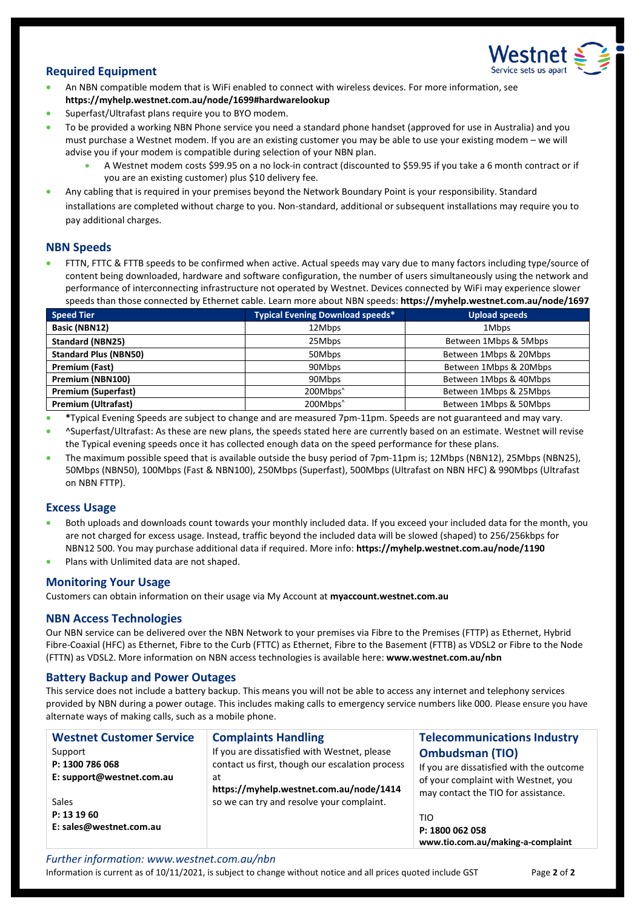## Required Equipment

- An NBN compatible modem that is WiFi enabled to connect with wireless devices. For more information, see **https://myhelp.westnet.com.au/node/1699#hardwarelookup**
- Superfast/Ultrafast plans require you to BYO modem.
- To be provided a working NBN Phone service you need a standard phone handset (approved for use in Australia) and you must purchase a Westnet modem. If you are an existing customer you may be able to use your existing modem – we will advise you if your modem is compatible during selection of your NBN plan.
  - A Westnet modem costs $99.95 on a no lock-in contract (discounted to $59.95 if you take a 6 month contract or if you are an existing customer) plus $10 delivery fee.
- Any cabling that is required in your premises beyond the Network Boundary Point is your responsibility. Standard installations are completed without charge to you. Non-standard, additional or subsequent installations may require you to pay additional charges.

## NBN Speeds

- FTTN, FTTC & FTTB speeds to be confirmed when active. Actual speeds may vary due to many factors including type/source of content being downloaded, hardware and software configuration, the number of users simultaneously using the network and performance of interconnecting infrastructure not operated by Westnet. Devices connected by WiFi may experience slower speeds than those connected by Ethernet cable. Learn more about NBN speeds: **https://myhelp.westnet.com.au/node/1697**

| Speed Tier | Typical Evening Download speeds* | Upload speeds |
|---|---|---|
| **Basic (NBN12)** | 12Mbps | 1Mbps |
| **Standard (NBN25)** | 25Mbps | Between 1Mbps & 5Mbps |
| **Standard Plus (NBN50)** | 50Mbps | Between 1Mbps & 20Mbps |
| **Premium (Fast)** | 90Mbps | Between 1Mbps & 20Mbps |
| **Premium (NBN100)** | 90Mbps | Between 1Mbps & 40Mbps |
| **Premium (Superfast)** | 200Mbps^ | Between 1Mbps & 25Mbps |
| **Premium (Ultrafast)** | 200Mbps^ | Between 1Mbps & 50Mbps |

- ***Typical Evening Speeds are subject to change and are measured 7pm-11pm. Speeds are not guaranteed and may vary.
- ^Superfast/Ultrafast: As these are new plans, the speeds stated here are currently based on an estimate. Westnet will revise the Typical evening speeds once it has collected enough data on the speed performance for these plans.
- The maximum possible speed that is available outside the busy period of 7pm-11pm is; 12Mbps (NBN12), 25Mbps (NBN25), 50Mbps (NBN50), 100Mbps (Fast & NBN100), 250Mbps (Superfast), 500Mbps (Ultrafast on NBN HFC) & 990Mbps (Ultrafast on NBN FTTP).

## Excess Usage

- Both uploads and downloads count towards your monthly included data. If you exceed your included data for the month, you are not charged for excess usage. Instead, traffic beyond the included data will be slowed (shaped) to 256/256kbps for NBN12 500. You may purchase additional data if required. More info: **https://myhelp.westnet.com.au/node/1190**
- Plans with Unlimited data are not shaped.

## Monitoring Your Usage

Customers can obtain information on their usage via My Account at **myaccount.westnet.com.au**

## NBN Access Technologies

Our NBN service can be delivered over the NBN Network to your premises via Fibre to the Premises (FTTP) as Ethernet, Hybrid Fibre-Coaxial (HFC) as Ethernet, Fibre to the Curb (FTTC) as Ethernet, Fibre to the Basement (FTTB) as VDSL2 or Fibre to the Node (FTTN) as VDSL2. More information on NBN access technologies is available here: **www.westnet.com.au/nbn**

## Battery Backup and Power Outages

This service does not include a battery backup. This means you will not be able to access any internet and telephony services provided by NBN during a power outage. This includes making calls to emergency service numbers like 000. Please ensure you have alternate ways of making calls, such as a mobile phone.

### Westnet Customer Service

Support
**P: 1300 786 068**
**E: support@westnet.com.au**

Sales
**P: 13 19 60**
**E: sales@westnet.com.au**

### Complaints Handling

If you are dissatisfied with Westnet, please contact us first, though our escalation process at **https://myhelp.westnet.com.au/node/1414** so we can try and resolve your complaint.

### Telecommunications Industry Ombudsman (TIO)

If you are dissatisfied with the outcome of your complaint with Westnet, you may contact the TIO for assistance.

TIO
**P: 1800 062 058**
**www.tio.com.au/making-a-complaint**

*Further information: www.westnet.com.au/nbn*

Information is current as of 10/11/2021, is subject to change without notice and all prices quoted include GST